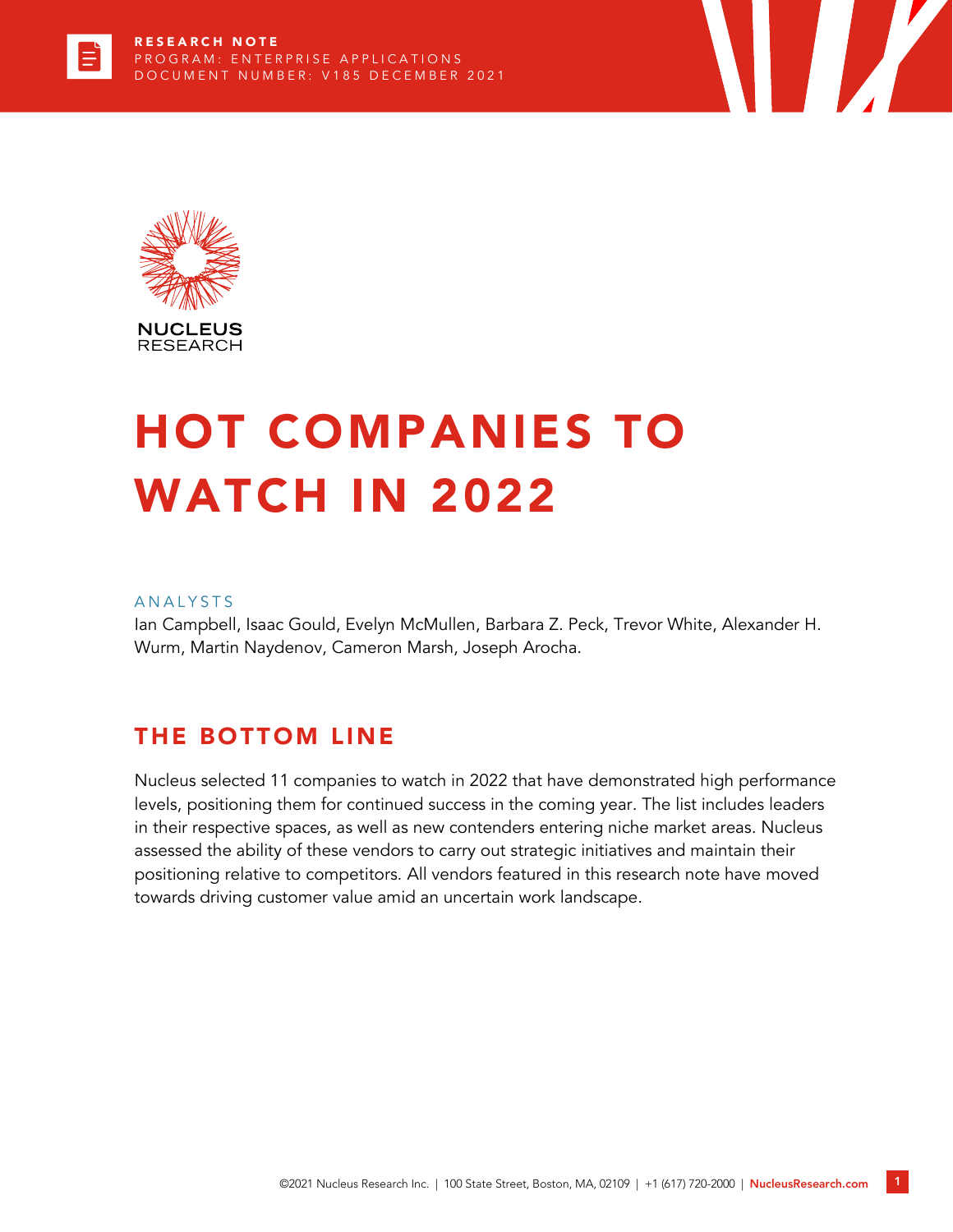RESEARCH NOTE
PROGRAM: ENTERPRISE APPLICATIONS
DOCUMENT NUMBER: V185 DECEMBER 2021

NUCLEUS RESEARCH

# HOT COMPANIES TO WATCH IN 2022

ANALYSTS

Ian Campbell, Isaac Gould, Evelyn McMullen, Barbara Z. Peck, Trevor White, Alexander H. Wurm, Martin Naydenov, Cameron Marsh, Joseph Arocha.

## THE BOTTOM LINE

Nucleus selected 11 companies to watch in 2022 that have demonstrated high performance levels, positioning them for continued success in the coming year. The list includes leaders in their respective spaces, as well as new contenders entering niche market areas. Nucleus assessed the ability of these vendors to carry out strategic initiatives and maintain their positioning relative to competitors. All vendors featured in this research note have moved towards driving customer value amid an uncertain work landscape.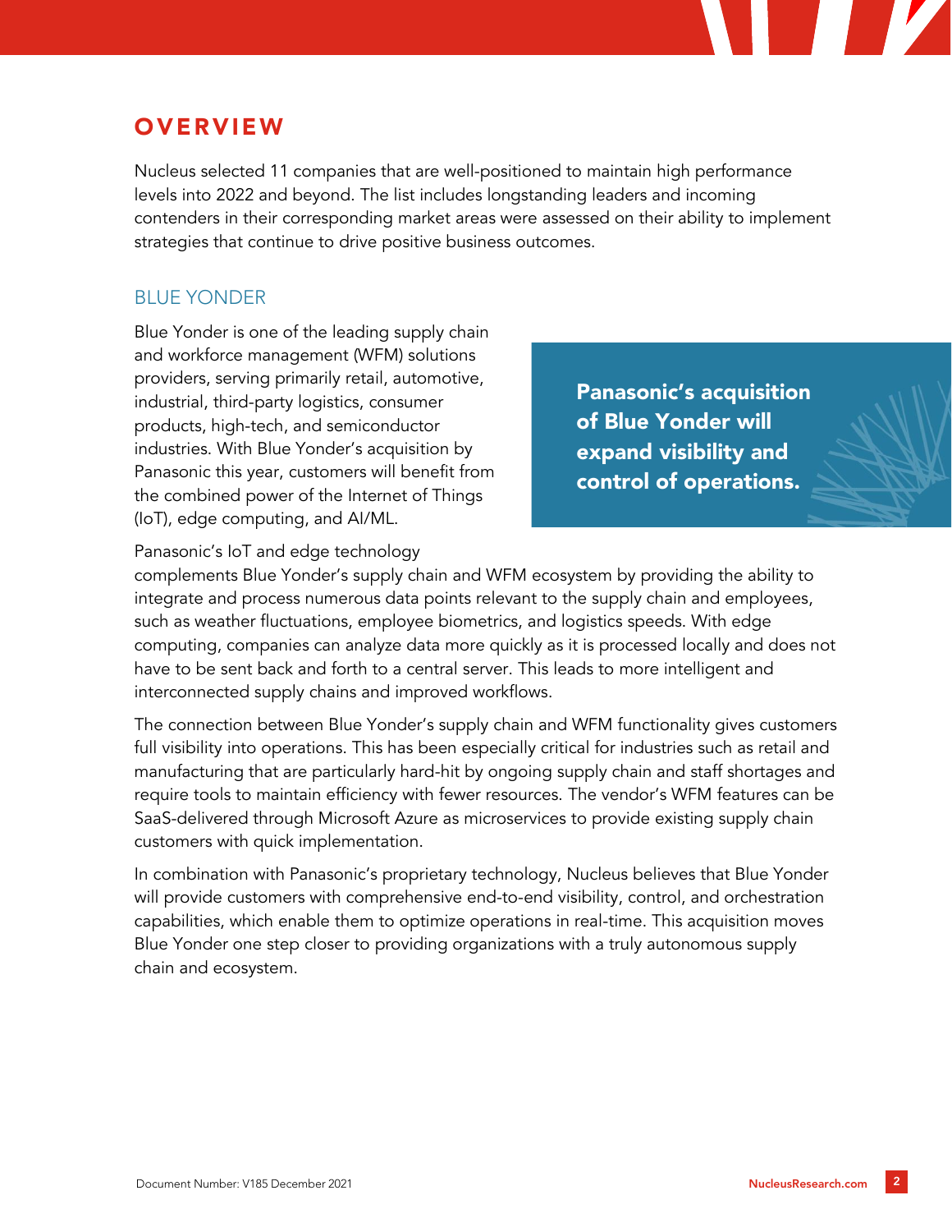## OVERVIEW

Nucleus selected 11 companies that are well-positioned to maintain high performance levels into 2022 and beyond. The list includes longstanding leaders and incoming contenders in their corresponding market areas were assessed on their ability to implement strategies that continue to drive positive business outcomes.

### BLUE YONDER

Blue Yonder is one of the leading supply chain and workforce management (WFM) solutions providers, serving primarily retail, automotive, industrial, third-party logistics, consumer products, high-tech, and semiconductor industries. With Blue Yonder's acquisition by Panasonic this year, customers will benefit from the combined power of the Internet of Things (IoT), edge computing, and AI/ML.

**Panasonic's acquisition of Blue Yonder will expand visibility and control of operations.**

Panasonic's IoT and edge technology complements Blue Yonder's supply chain and WFM ecosystem by providing the ability to integrate and process numerous data points relevant to the supply chain and employees, such as weather fluctuations, employee biometrics, and logistics speeds. With edge computing, companies can analyze data more quickly as it is processed locally and does not have to be sent back and forth to a central server. This leads to more intelligent and interconnected supply chains and improved workflows.

The connection between Blue Yonder's supply chain and WFM functionality gives customers full visibility into operations. This has been especially critical for industries such as retail and manufacturing that are particularly hard-hit by ongoing supply chain and staff shortages and require tools to maintain efficiency with fewer resources. The vendor's WFM features can be SaaS-delivered through Microsoft Azure as microservices to provide existing supply chain customers with quick implementation.

In combination with Panasonic's proprietary technology, Nucleus believes that Blue Yonder will provide customers with comprehensive end-to-end visibility, control, and orchestration capabilities, which enable them to optimize operations in real-time. This acquisition moves Blue Yonder one step closer to providing organizations with a truly autonomous supply chain and ecosystem.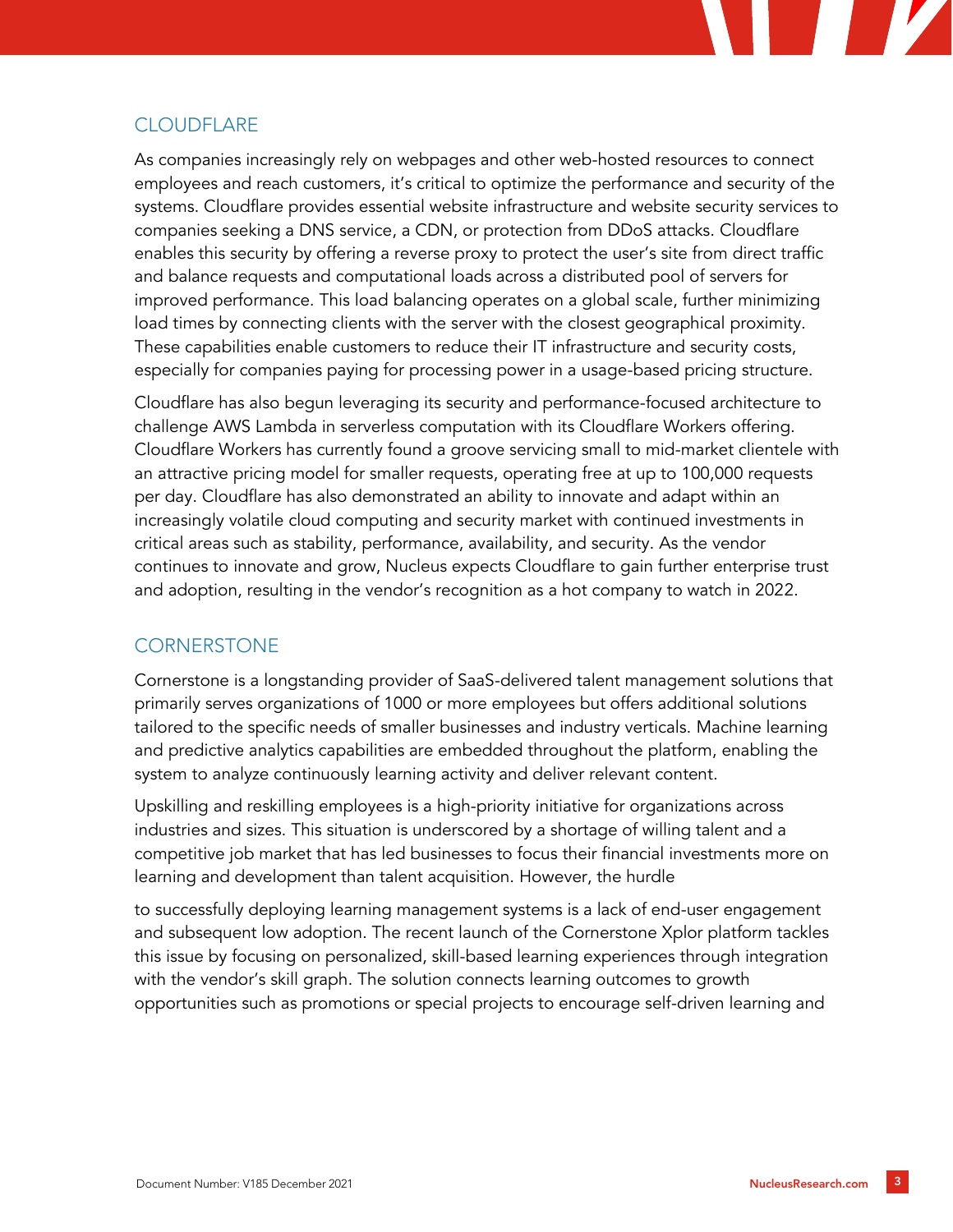## CLOUDFLARE

As companies increasingly rely on webpages and other web-hosted resources to connect employees and reach customers, it's critical to optimize the performance and security of the systems. Cloudflare provides essential website infrastructure and website security services to companies seeking a DNS service, a CDN, or protection from DDoS attacks. Cloudflare enables this security by offering a reverse proxy to protect the user's site from direct traffic and balance requests and computational loads across a distributed pool of servers for improved performance. This load balancing operates on a global scale, further minimizing load times by connecting clients with the server with the closest geographical proximity. These capabilities enable customers to reduce their IT infrastructure and security costs, especially for companies paying for processing power in a usage-based pricing structure.

Cloudflare has also begun leveraging its security and performance-focused architecture to challenge AWS Lambda in serverless computation with its Cloudflare Workers offering. Cloudflare Workers has currently found a groove servicing small to mid-market clientele with an attractive pricing model for smaller requests, operating free at up to 100,000 requests per day. Cloudflare has also demonstrated an ability to innovate and adapt within an increasingly volatile cloud computing and security market with continued investments in critical areas such as stability, performance, availability, and security. As the vendor continues to innovate and grow, Nucleus expects Cloudflare to gain further enterprise trust and adoption, resulting in the vendor's recognition as a hot company to watch in 2022.

## CORNERSTONE

Cornerstone is a longstanding provider of SaaS-delivered talent management solutions that primarily serves organizations of 1000 or more employees but offers additional solutions tailored to the specific needs of smaller businesses and industry verticals. Machine learning and predictive analytics capabilities are embedded throughout the platform, enabling the system to analyze continuously learning activity and deliver relevant content.

Upskilling and reskilling employees is a high-priority initiative for organizations across industries and sizes. This situation is underscored by a shortage of willing talent and a competitive job market that has led businesses to focus their financial investments more on learning and development than talent acquisition. However, the hurdle to successfully deploying learning management systems is a lack of end-user engagement and subsequent low adoption. The recent launch of the Cornerstone Xplor platform tackles this issue by focusing on personalized, skill-based learning experiences through integration with the vendor's skill graph. The solution connects learning outcomes to growth opportunities such as promotions or special projects to encourage self-driven learning and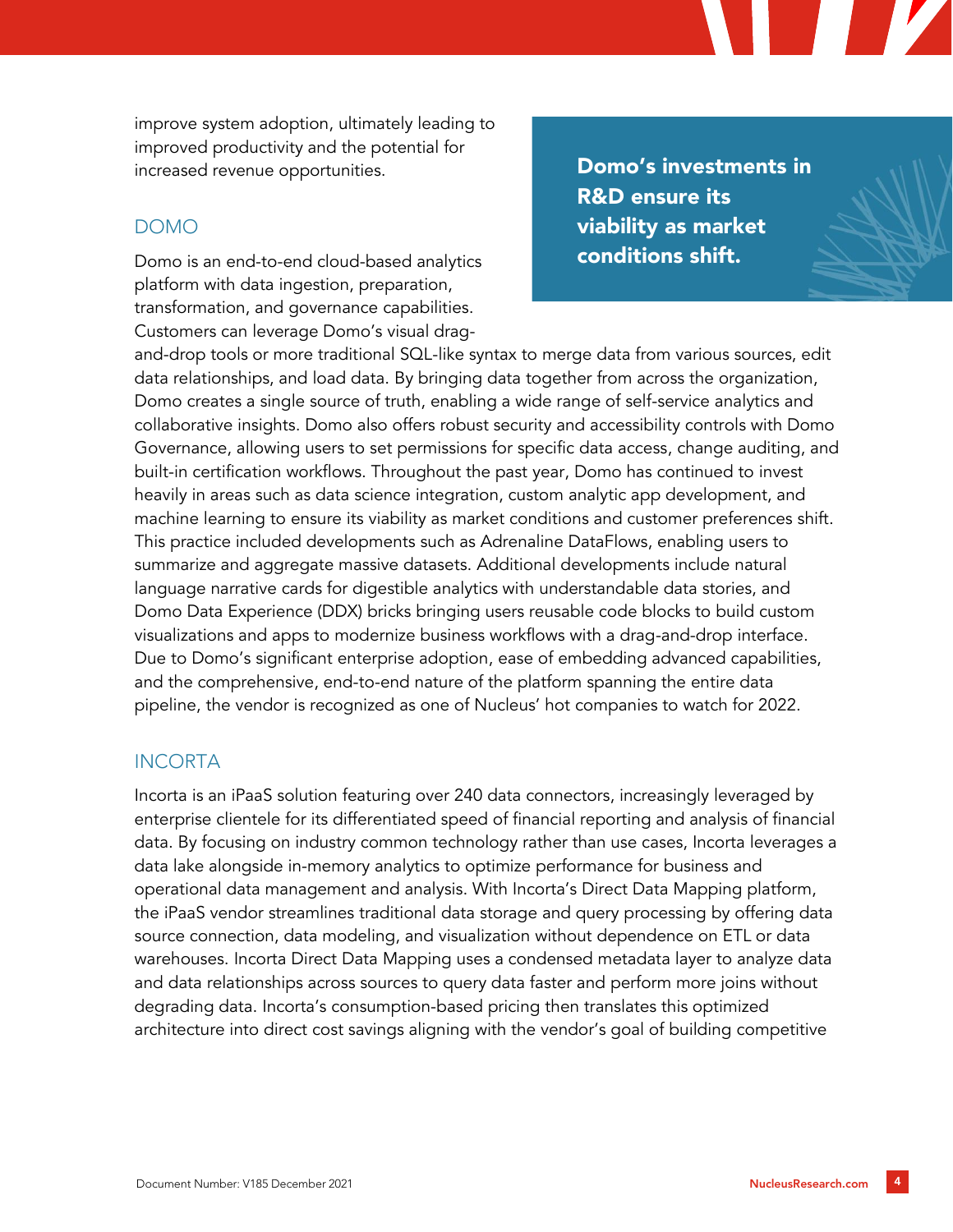improve system adoption, ultimately leading to improved productivity and the potential for increased revenue opportunities.

## DOMO

> **Domo's investments in R&D ensure its viability as market conditions shift.**

Domo is an end-to-end cloud-based analytics platform with data ingestion, preparation, transformation, and governance capabilities. Customers can leverage Domo's visual drag-and-drop tools or more traditional SQL-like syntax to merge data from various sources, edit data relationships, and load data. By bringing data together from across the organization, Domo creates a single source of truth, enabling a wide range of self-service analytics and collaborative insights. Domo also offers robust security and accessibility controls with Domo Governance, allowing users to set permissions for specific data access, change auditing, and built-in certification workflows. Throughout the past year, Domo has continued to invest heavily in areas such as data science integration, custom analytic app development, and machine learning to ensure its viability as market conditions and customer preferences shift. This practice included developments such as Adrenaline DataFlows, enabling users to summarize and aggregate massive datasets. Additional developments include natural language narrative cards for digestible analytics with understandable data stories, and Domo Data Experience (DDX) bricks bringing users reusable code blocks to build custom visualizations and apps to modernize business workflows with a drag-and-drop interface. Due to Domo's significant enterprise adoption, ease of embedding advanced capabilities, and the comprehensive, end-to-end nature of the platform spanning the entire data pipeline, the vendor is recognized as one of Nucleus' hot companies to watch for 2022.

## INCORTA

Incorta is an iPaaS solution featuring over 240 data connectors, increasingly leveraged by enterprise clientele for its differentiated speed of financial reporting and analysis of financial data. By focusing on industry common technology rather than use cases, Incorta leverages a data lake alongside in-memory analytics to optimize performance for business and operational data management and analysis. With Incorta's Direct Data Mapping platform, the iPaaS vendor streamlines traditional data storage and query processing by offering data source connection, data modeling, and visualization without dependence on ETL or data warehouses. Incorta Direct Data Mapping uses a condensed metadata layer to analyze data and data relationships across sources to query data faster and perform more joins without degrading data. Incorta's consumption-based pricing then translates this optimized architecture into direct cost savings aligning with the vendor's goal of building competitive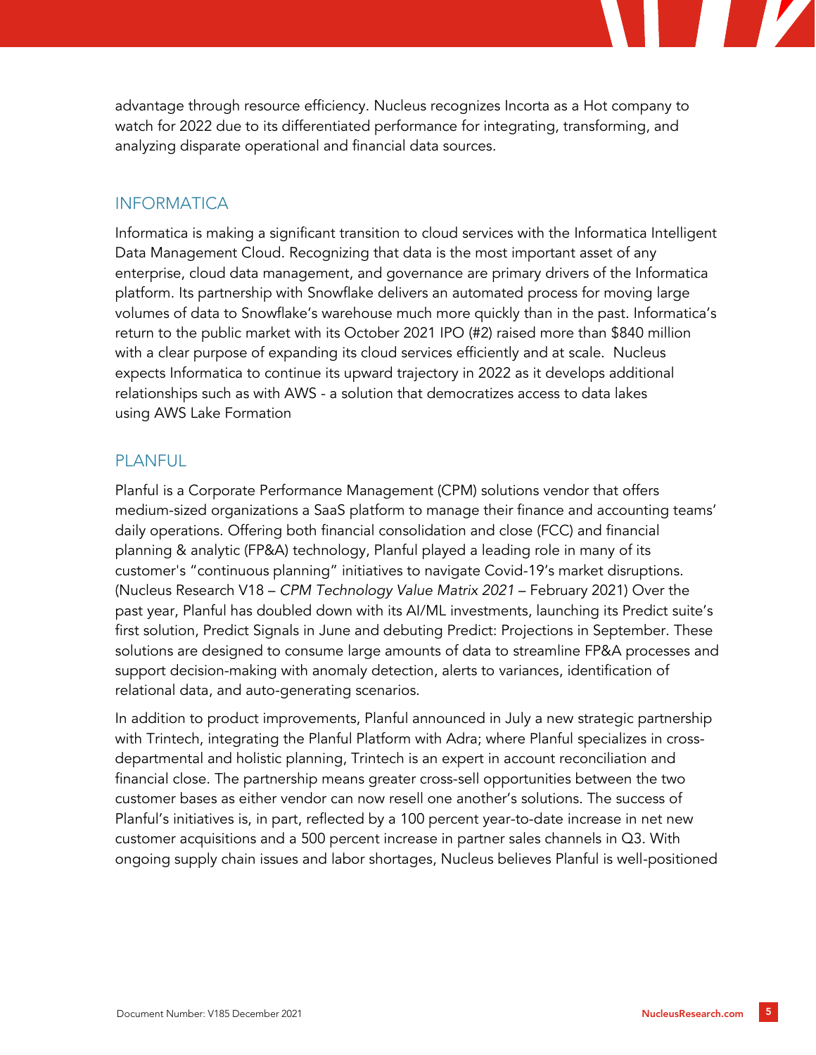advantage through resource efficiency. Nucleus recognizes Incorta as a Hot company to watch for 2022 due to its differentiated performance for integrating, transforming, and analyzing disparate operational and financial data sources.

## INFORMATICA

Informatica is making a significant transition to cloud services with the Informatica Intelligent Data Management Cloud. Recognizing that data is the most important asset of any enterprise, cloud data management, and governance are primary drivers of the Informatica platform. Its partnership with Snowflake delivers an automated process for moving large volumes of data to Snowflake's warehouse much more quickly than in the past. Informatica's return to the public market with its October 2021 IPO (#2) raised more than $840 million with a clear purpose of expanding its cloud services efficiently and at scale. Nucleus expects Informatica to continue its upward trajectory in 2022 as it develops additional relationships such as with AWS - a solution that democratizes access to data lakes using AWS Lake Formation

## PLANFUL

Planful is a Corporate Performance Management (CPM) solutions vendor that offers medium-sized organizations a SaaS platform to manage their finance and accounting teams' daily operations. Offering both financial consolidation and close (FCC) and financial planning & analytic (FP&A) technology, Planful played a leading role in many of its customer's "continuous planning" initiatives to navigate Covid-19's market disruptions. (Nucleus Research V18 – *CPM Technology Value Matrix 2021* – February 2021) Over the past year, Planful has doubled down with its AI/ML investments, launching its Predict suite's first solution, Predict Signals in June and debuting Predict: Projections in September. These solutions are designed to consume large amounts of data to streamline FP&A processes and support decision-making with anomaly detection, alerts to variances, identification of relational data, and auto-generating scenarios.

In addition to product improvements, Planful announced in July a new strategic partnership with Trintech, integrating the Planful Platform with Adra; where Planful specializes in cross-departmental and holistic planning, Trintech is an expert in account reconciliation and financial close. The partnership means greater cross-sell opportunities between the two customer bases as either vendor can now resell one another's solutions. The success of Planful's initiatives is, in part, reflected by a 100 percent year-to-date increase in net new customer acquisitions and a 500 percent increase in partner sales channels in Q3. With ongoing supply chain issues and labor shortages, Nucleus believes Planful is well-positioned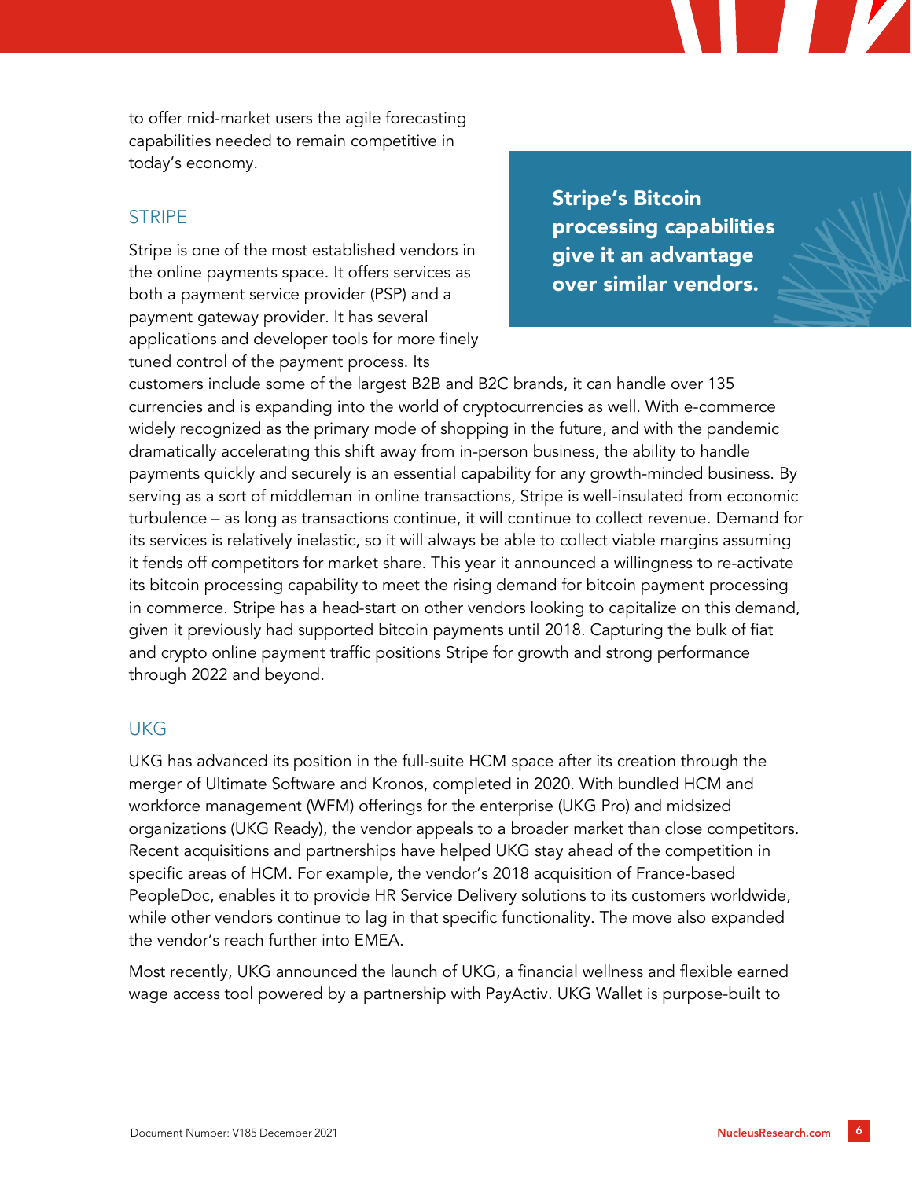to offer mid-market users the agile forecasting capabilities needed to remain competitive in today's economy.

## STRIPE

> **Stripe's Bitcoin processing capabilities give it an advantage over similar vendors.**

Stripe is one of the most established vendors in the online payments space. It offers services as both a payment service provider (PSP) and a payment gateway provider. It has several applications and developer tools for more finely tuned control of the payment process. Its customers include some of the largest B2B and B2C brands, it can handle over 135 currencies and is expanding into the world of cryptocurrencies as well. With e-commerce widely recognized as the primary mode of shopping in the future, and with the pandemic dramatically accelerating this shift away from in-person business, the ability to handle payments quickly and securely is an essential capability for any growth-minded business. By serving as a sort of middleman in online transactions, Stripe is well-insulated from economic turbulence – as long as transactions continue, it will continue to collect revenue. Demand for its services is relatively inelastic, so it will always be able to collect viable margins assuming it fends off competitors for market share. This year it announced a willingness to re-activate its bitcoin processing capability to meet the rising demand for bitcoin payment processing in commerce. Stripe has a head-start on other vendors looking to capitalize on this demand, given it previously had supported bitcoin payments until 2018. Capturing the bulk of fiat and crypto online payment traffic positions Stripe for growth and strong performance through 2022 and beyond.

## UKG

UKG has advanced its position in the full-suite HCM space after its creation through the merger of Ultimate Software and Kronos, completed in 2020. With bundled HCM and workforce management (WFM) offerings for the enterprise (UKG Pro) and midsized organizations (UKG Ready), the vendor appeals to a broader market than close competitors. Recent acquisitions and partnerships have helped UKG stay ahead of the competition in specific areas of HCM. For example, the vendor's 2018 acquisition of France-based PeopleDoc, enables it to provide HR Service Delivery solutions to its customers worldwide, while other vendors continue to lag in that specific functionality. The move also expanded the vendor's reach further into EMEA.

Most recently, UKG announced the launch of UKG, a financial wellness and flexible earned wage access tool powered by a partnership with PayActiv. UKG Wallet is purpose-built to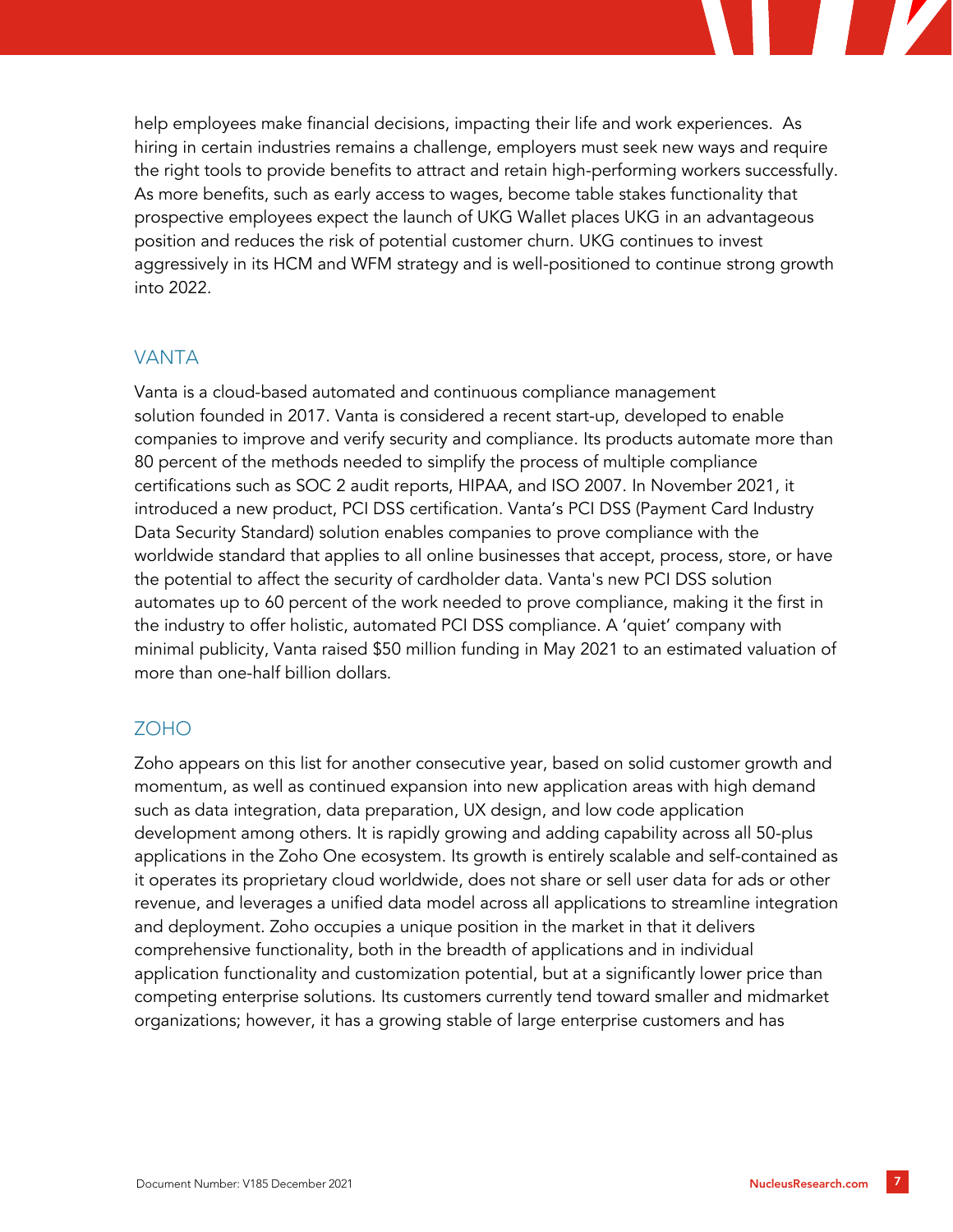help employees make financial decisions, impacting their life and work experiences. As hiring in certain industries remains a challenge, employers must seek new ways and require the right tools to provide benefits to attract and retain high-performing workers successfully. As more benefits, such as early access to wages, become table stakes functionality that prospective employees expect the launch of UKG Wallet places UKG in an advantageous position and reduces the risk of potential customer churn. UKG continues to invest aggressively in its HCM and WFM strategy and is well-positioned to continue strong growth into 2022.

## VANTA

Vanta is a cloud-based automated and continuous compliance management solution founded in 2017. Vanta is considered a recent start-up, developed to enable companies to improve and verify security and compliance. Its products automate more than 80 percent of the methods needed to simplify the process of multiple compliance certifications such as SOC 2 audit reports, HIPAA, and ISO 2007. In November 2021, it introduced a new product, PCI DSS certification. Vanta's PCI DSS (Payment Card Industry Data Security Standard) solution enables companies to prove compliance with the worldwide standard that applies to all online businesses that accept, process, store, or have the potential to affect the security of cardholder data. Vanta's new PCI DSS solution automates up to 60 percent of the work needed to prove compliance, making it the first in the industry to offer holistic, automated PCI DSS compliance. A 'quiet' company with minimal publicity, Vanta raised $50 million funding in May 2021 to an estimated valuation of more than one-half billion dollars.

## ZOHO

Zoho appears on this list for another consecutive year, based on solid customer growth and momentum, as well as continued expansion into new application areas with high demand such as data integration, data preparation, UX design, and low code application development among others. It is rapidly growing and adding capability across all 50-plus applications in the Zoho One ecosystem. Its growth is entirely scalable and self-contained as it operates its proprietary cloud worldwide, does not share or sell user data for ads or other revenue, and leverages a unified data model across all applications to streamline integration and deployment. Zoho occupies a unique position in the market in that it delivers comprehensive functionality, both in the breadth of applications and in individual application functionality and customization potential, but at a significantly lower price than competing enterprise solutions. Its customers currently tend toward smaller and midmarket organizations; however, it has a growing stable of large enterprise customers and has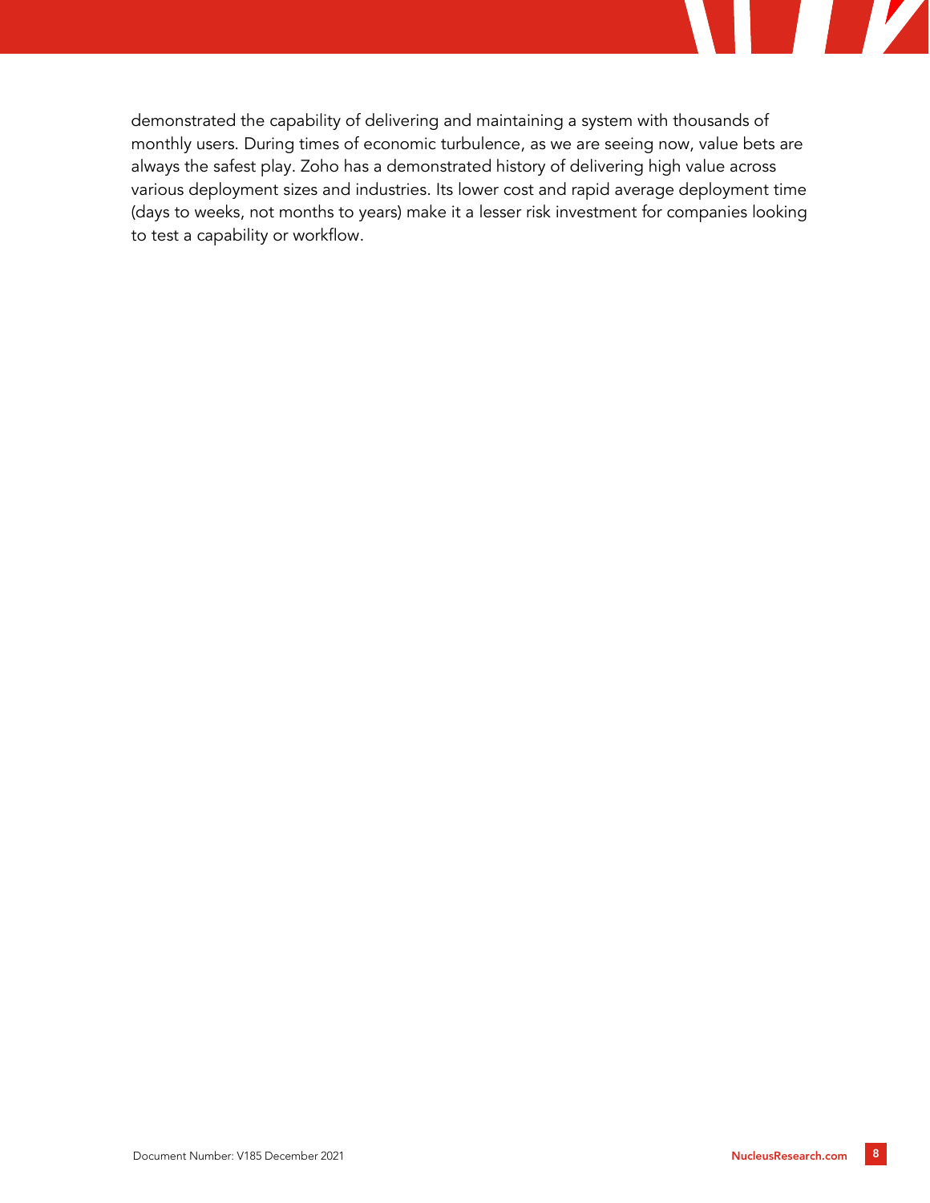demonstrated the capability of delivering and maintaining a system with thousands of monthly users. During times of economic turbulence, as we are seeing now, value bets are always the safest play. Zoho has a demonstrated history of delivering high value across various deployment sizes and industries. Its lower cost and rapid average deployment time (days to weeks, not months to years) make it a lesser risk investment for companies looking to test a capability or workflow.